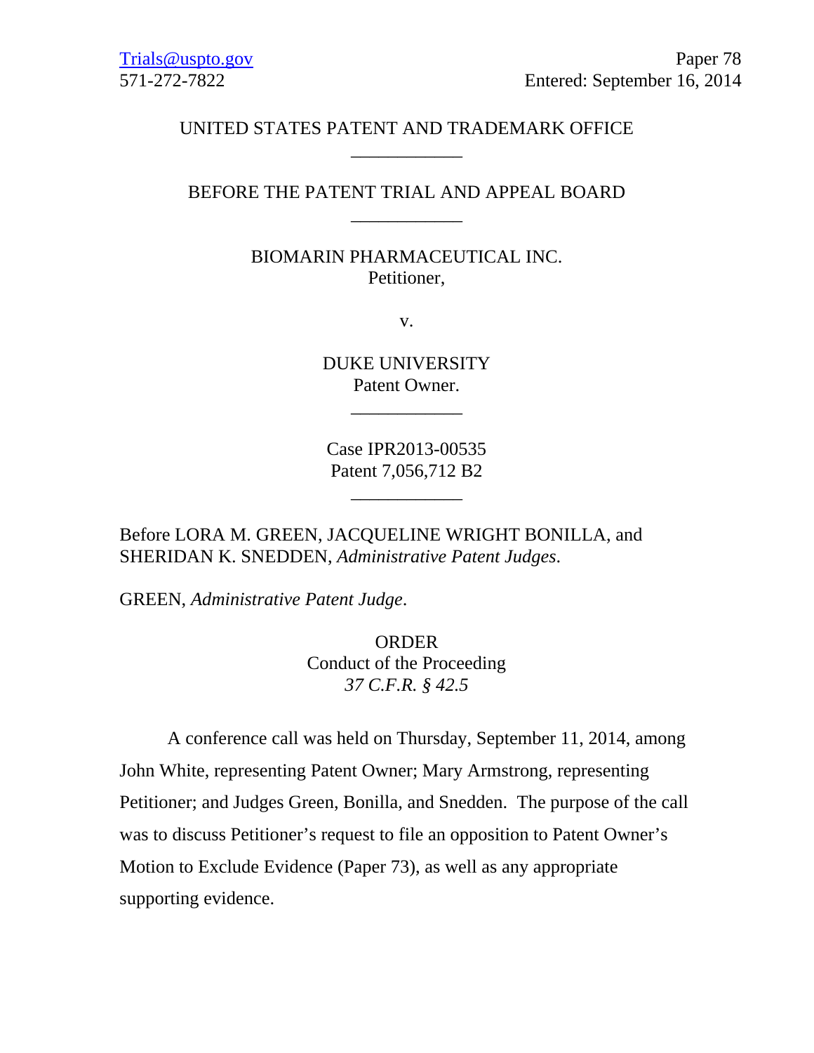Trials@uspto.gov
571-272-7822

Paper 78
Entered: September 16, 2014

UNITED STATES PATENT AND TRADEMARK OFFICE

____________

BEFORE THE PATENT TRIAL AND APPEAL BOARD

____________

BIOMARIN PHARMACEUTICAL INC.
Petitioner,

v.

DUKE UNIVERSITY
Patent Owner.

____________

Case IPR2013-00535
Patent 7,056,712 B2

____________

Before LORA M. GREEN, JACQUELINE WRIGHT BONILLA, and SHERIDAN K. SNEDDEN, *Administrative Patent Judges*.

GREEN, *Administrative Patent Judge*.

ORDER
Conduct of the Proceeding
*37 C.F.R. § 42.5*

A conference call was held on Thursday, September 11, 2014, among John White, representing Patent Owner; Mary Armstrong, representing Petitioner; and Judges Green, Bonilla, and Snedden. The purpose of the call was to discuss Petitioner's request to file an opposition to Patent Owner's Motion to Exclude Evidence (Paper 73), as well as any appropriate supporting evidence.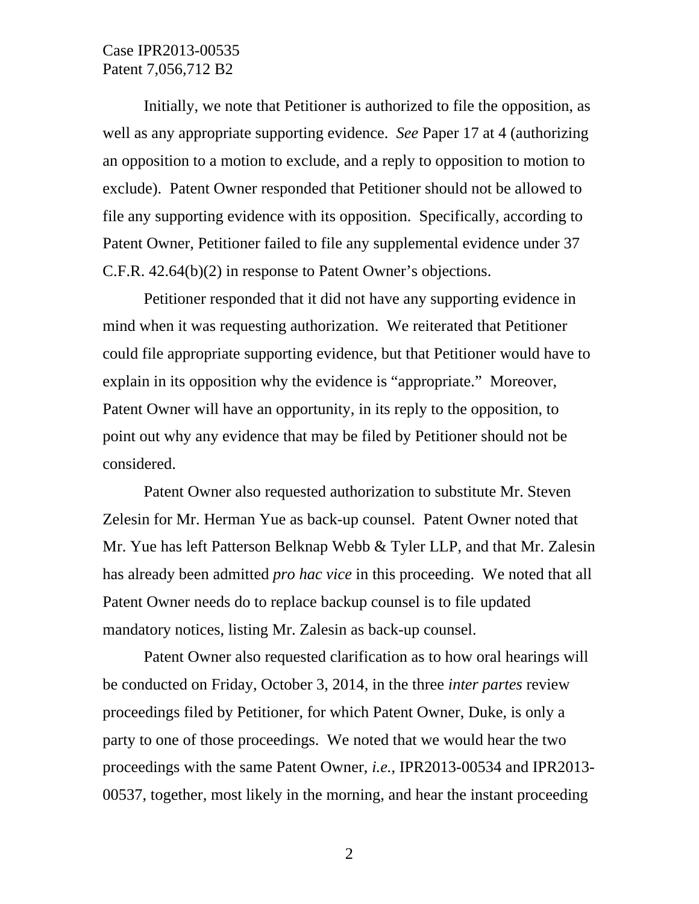Initially, we note that Petitioner is authorized to file the opposition, as well as any appropriate supporting evidence. *See* Paper 17 at 4 (authorizing an opposition to a motion to exclude, and a reply to opposition to motion to exclude). Patent Owner responded that Petitioner should not be allowed to file any supporting evidence with its opposition. Specifically, according to Patent Owner, Petitioner failed to file any supplemental evidence under 37 C.F.R. 42.64(b)(2) in response to Patent Owner's objections.

Petitioner responded that it did not have any supporting evidence in mind when it was requesting authorization. We reiterated that Petitioner could file appropriate supporting evidence, but that Petitioner would have to explain in its opposition why the evidence is "appropriate." Moreover, Patent Owner will have an opportunity, in its reply to the opposition, to point out why any evidence that may be filed by Petitioner should not be considered.

Patent Owner also requested authorization to substitute Mr. Steven Zelesin for Mr. Herman Yue as back-up counsel. Patent Owner noted that Mr. Yue has left Patterson Belknap Webb & Tyler LLP, and that Mr. Zalesin has already been admitted *pro hac vice* in this proceeding. We noted that all Patent Owner needs do to replace backup counsel is to file updated mandatory notices, listing Mr. Zalesin as back-up counsel.

Patent Owner also requested clarification as to how oral hearings will be conducted on Friday, October 3, 2014, in the three *inter partes* review proceedings filed by Petitioner, for which Patent Owner, Duke, is only a party to one of those proceedings. We noted that we would hear the two proceedings with the same Patent Owner, *i.e.*, IPR2013-00534 and IPR2013-00537, together, most likely in the morning, and hear the instant proceeding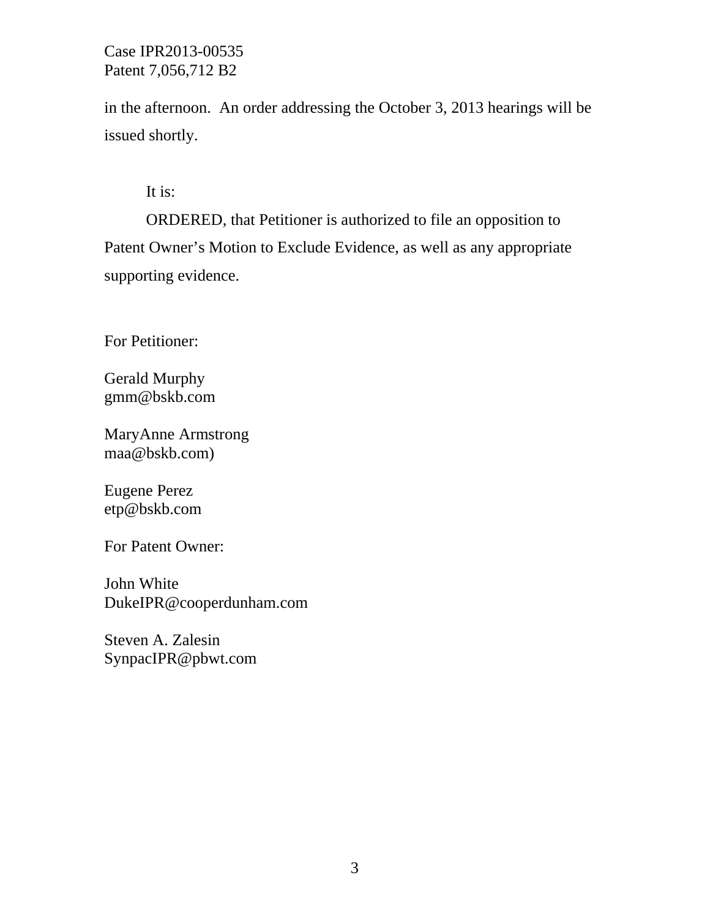in the afternoon. An order addressing the October 3, 2013 hearings will be issued shortly.

It is:

ORDERED, that Petitioner is authorized to file an opposition to Patent Owner's Motion to Exclude Evidence, as well as any appropriate supporting evidence.

For Petitioner:

Gerald Murphy
gmm@bskb.com

MaryAnne Armstrong
maa@bskb.com)

Eugene Perez
etp@bskb.com

For Patent Owner:

John White
DukeIPR@cooperdunham.com

Steven A. Zalesin
SynpacIPR@pbwt.com